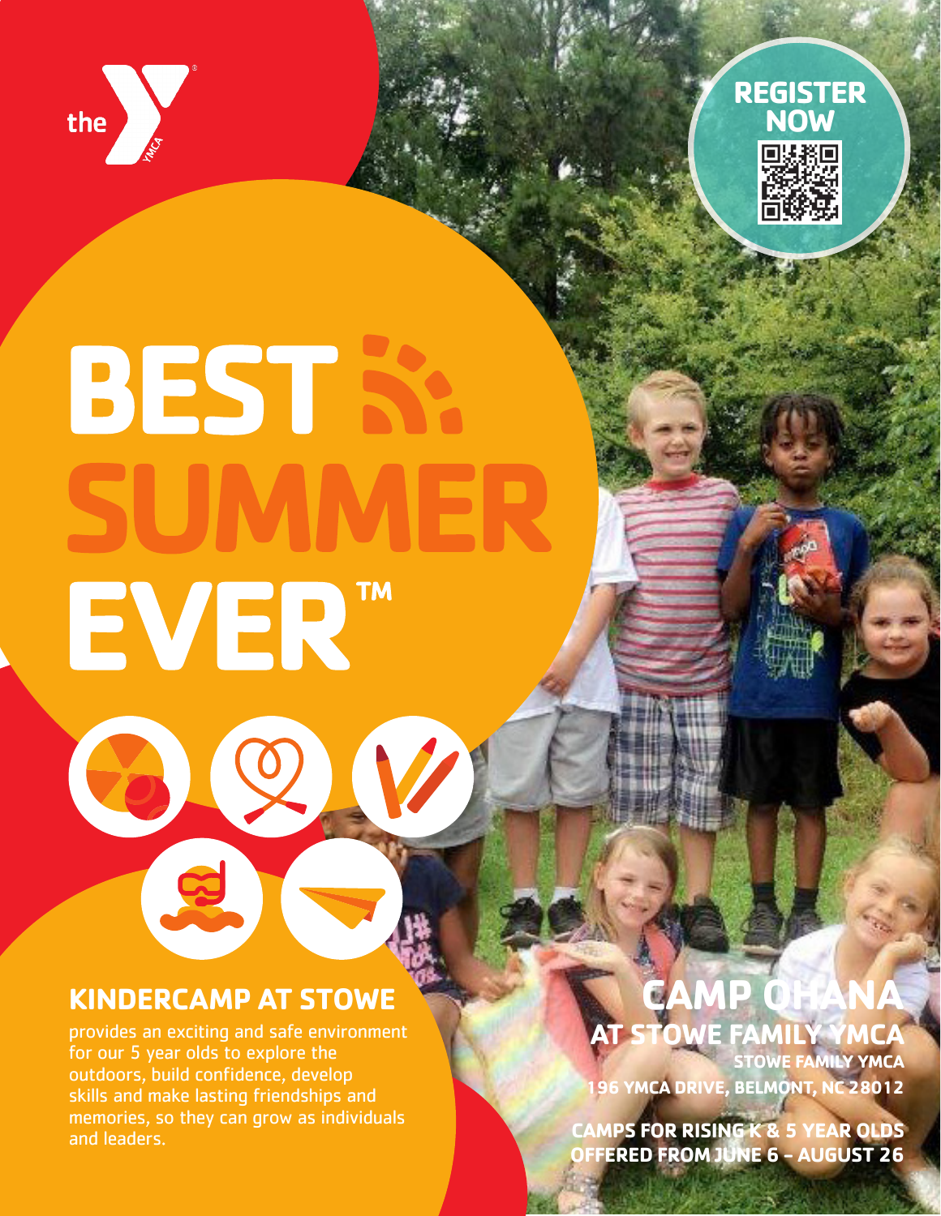REGISTER NOW

# BEST SUMMER EVER™

## KINDERCAMP AT STOWE

provides an exciting and safe environment for our 5 year olds to explore the outdoors, build confidence, develop skills and make lasting friendships and memories, so they can grow as individuals and leaders.

## CAMP OHANA AT STOWE FAMILY YMCA

**STOWE FAMILY YMCA**
**196 YMCA DRIVE, BELMONT, NC 28012**

**CAMPS FOR RISING K & 5 YEAR OLDS OFFERED FROM JUNE 6 – AUGUST 26**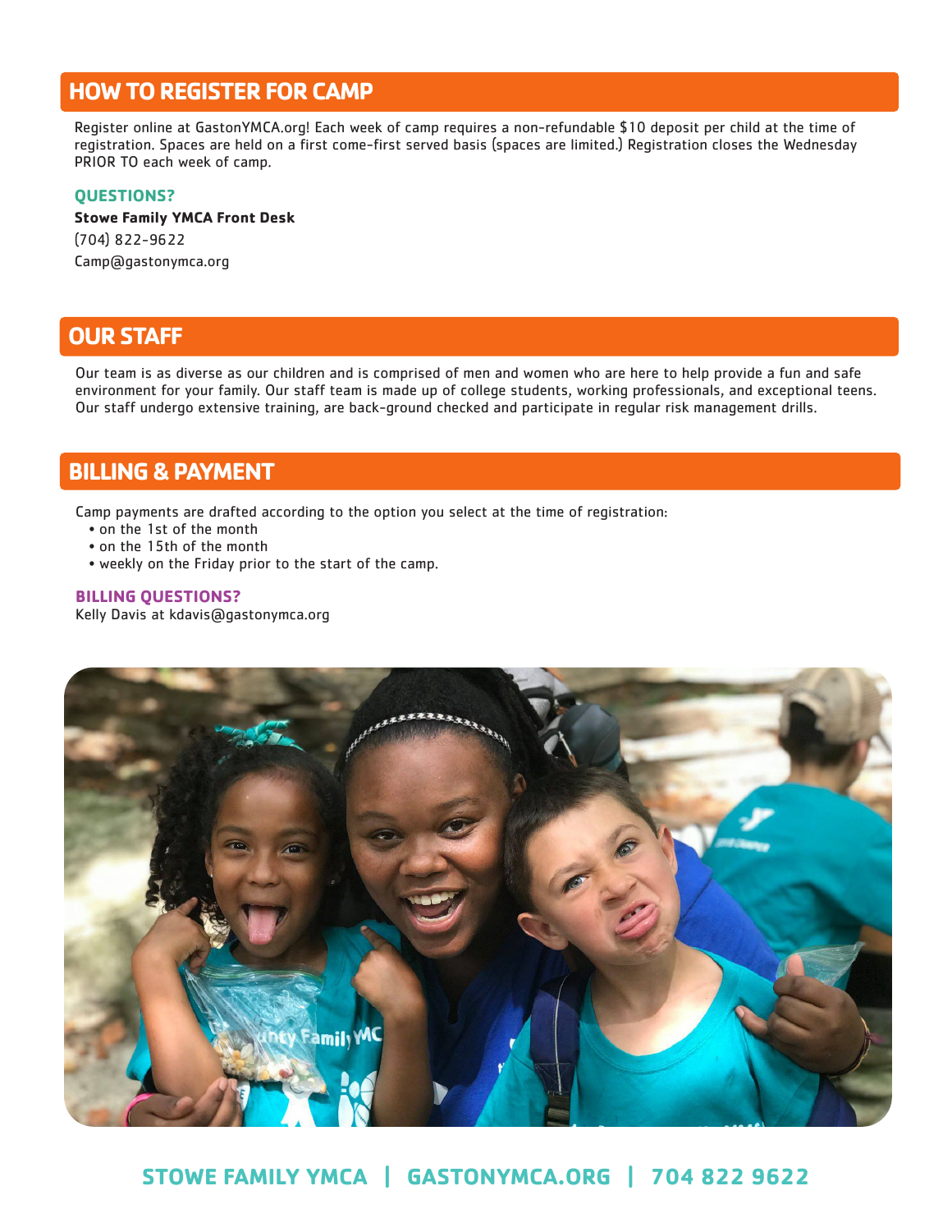## HOW TO REGISTER FOR CAMP

Register online at GastonYMCA.org! Each week of camp requires a non-refundable $10 deposit per child at the time of registration. Spaces are held on a first come-first served basis (spaces are limited.) Registration closes the Wednesday PRIOR TO each week of camp.

### QUESTIONS?

**Stowe Family YMCA Front Desk**
(704) 822-9622
Camp@gastonymca.org

## OUR STAFF

Our team is as diverse as our children and is comprised of men and women who are here to help provide a fun and safe environment for your family. Our staff team is made up of college students, working professionals, and exceptional teens. Our staff undergo extensive training, are back-ground checked and participate in regular risk management drills.

## BILLING & PAYMENT

Camp payments are drafted according to the option you select at the time of registration:

- on the 1st of the month
- on the 15th of the month
- weekly on the Friday prior to the start of the camp.

### BILLING QUESTIONS?

Kelly Davis at kdavis@gastonymca.org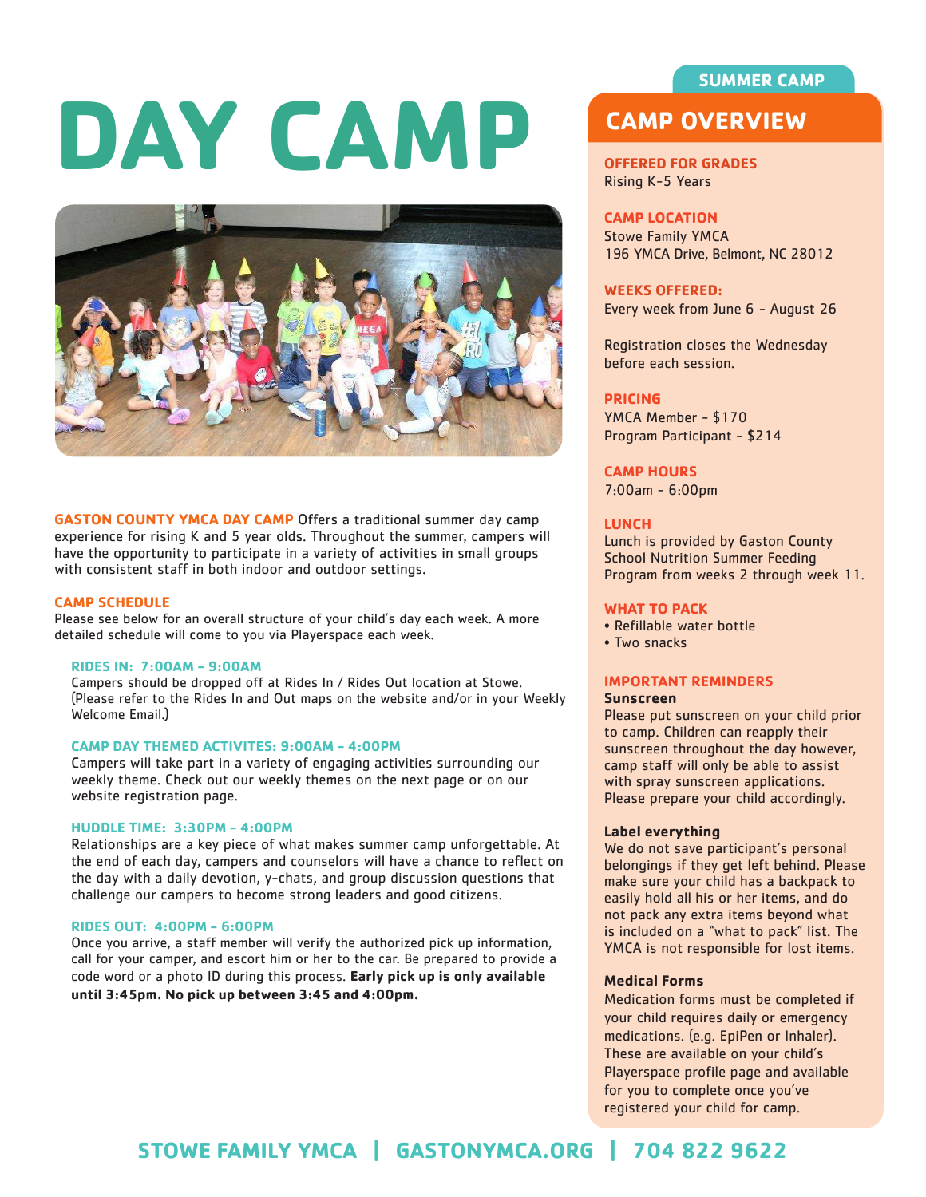# DAY CAMP

**GASTON COUNTY YMCA DAY CAMP** Offers a traditional summer day camp experience for rising K and 5 year olds. Throughout the summer, campers will have the opportunity to participate in a variety of activities in small groups with consistent staff in both indoor and outdoor settings.

## CAMP SCHEDULE

Please see below for an overall structure of your child's day each week. A more detailed schedule will come to you via Playerspace each week.

### RIDES IN: 7:00AM – 9:00AM

Campers should be dropped off at Rides In / Rides Out location at Stowe. (Please refer to the Rides In and Out maps on the website and/or in your Weekly Welcome Email.)

### CAMP DAY THEMED ACTIVITES: 9:00AM – 4:00PM

Campers will take part in a variety of engaging activities surrounding our weekly theme. Check out our weekly themes on the next page or on our website registration page.

### HUDDLE TIME: 3:30PM – 4:00PM

Relationships are a key piece of what makes summer camp unforgettable. At the end of each day, campers and counselors will have a chance to reflect on the day with a daily devotion, y-chats, and group discussion questions that challenge our campers to become strong leaders and good citizens.

### RIDES OUT: 4:00PM – 6:00PM

Once you arrive, a staff member will verify the authorized pick up information, call for your camper, and escort him or her to the car. Be prepared to provide a code word or a photo ID during this process. **Early pick up is only available until 3:45pm. No pick up between 3:45 and 4:00pm.**

SUMMER CAMP

## CAMP OVERVIEW

**OFFERED FOR GRADES**
Rising K-5 Years

**CAMP LOCATION**
Stowe Family YMCA
196 YMCA Drive, Belmont, NC 28012

**WEEKS OFFERED:**
Every week from June 6 - August 26

Registration closes the Wednesday before each session.

**PRICING**
YMCA Member - $170
Program Participant - $214

**CAMP HOURS**
7:00am - 6:00pm

**LUNCH**
Lunch is provided by Gaston County School Nutrition Summer Feeding Program from weeks 2 through week 11.

**WHAT TO PACK**
- Refillable water bottle
- Two snacks

**IMPORTANT REMINDERS**

**Sunscreen**
Please put sunscreen on your child prior to camp. Children can reapply their sunscreen throughout the day however, camp staff will only be able to assist with spray sunscreen applications. Please prepare your child accordingly.

**Label everything**
We do not save participant's personal belongings if they get left behind. Please make sure your child has a backpack to easily hold all his or her items, and do not pack any extra items beyond what is included on a "what to pack" list. The YMCA is not responsible for lost items.

**Medical Forms**
Medication forms must be completed if your child requires daily or emergency medications. (e.g. EpiPen or Inhaler). These are available on your child's Playerspace profile page and available for you to complete once you've registered your child for camp.

STOWE FAMILY YMCA | GASTONYMCA.ORG | 704 822 9622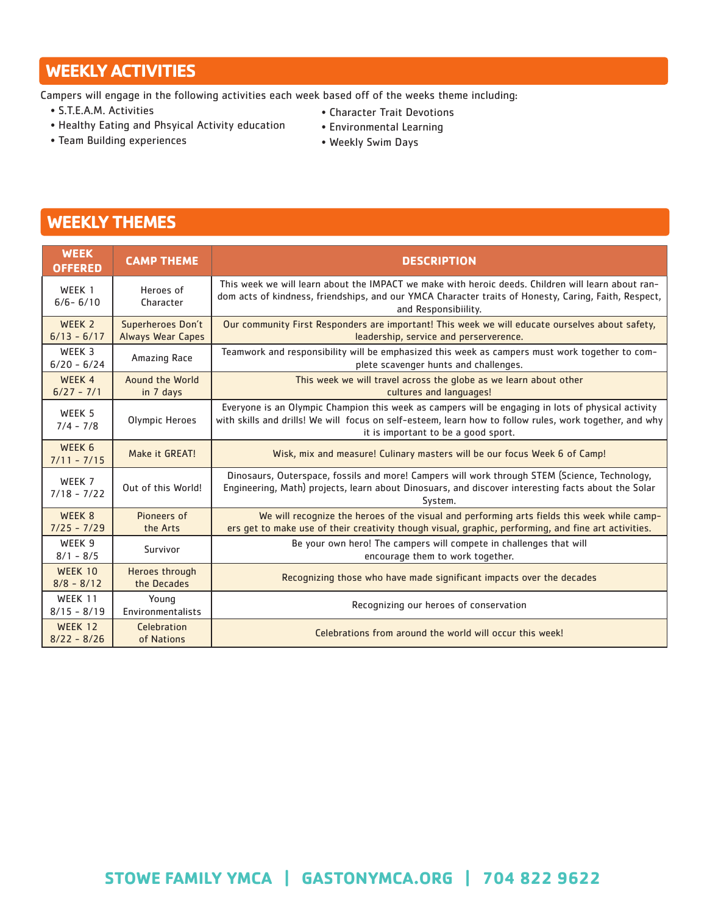## WEEKLY ACTIVITIES

Campers will engage in the following activities each week based off of the weeks theme including:

- S.T.E.A.M. Activities
- Healthy Eating and Phsyical Activity education
- Team Building experiences
- Character Trait Devotions
- Environmental Learning
- Weekly Swim Days

## WEEKLY THEMES

| WEEK OFFERED | CAMP THEME | DESCRIPTION |
|---|---|---|
| WEEK 1 6/6- 6/10 | Heroes of Character | This week we will learn about the IMPACT we make with heroic deeds. Children will learn about random acts of kindness, friendships, and our YMCA Character traits of Honesty, Caring, Faith, Respect, and Responsibiility. |
| WEEK 2 6/13 - 6/17 | Superheroes Don't Always Wear Capes | Our community First Responders are important! This week we will educate ourselves about safety, leadership, service and perserverence. |
| WEEK 3 6/20 - 6/24 | Amazing Race | Teamwork and responsibility will be emphasized this week as campers must work together to complete scavenger hunts and challenges. |
| WEEK 4 6/27 - 7/1 | Aound the World in 7 days | This week we will travel across the globe as we learn about other cultures and languages! |
| WEEK 5 7/4 - 7/8 | Olympic Heroes | Everyone is an Olympic Champion this week as campers will be engaging in lots of physical activity with skills and drills! We will focus on self-esteem, learn how to follow rules, work together, and why it is important to be a good sport. |
| WEEK 6 7/11 - 7/15 | Make it GREAT! | Wisk, mix and measure! Culinary masters will be our focus Week 6 of Camp! |
| WEEK 7 7/18 - 7/22 | Out of this World! | Dinosaurs, Outerspace, fossils and more! Campers will work through STEM (Science, Technology, Engineering, Math) projects, learn about Dinosuars, and discover interesting facts about the Solar System. |
| WEEK 8 7/25 - 7/29 | Pioneers of the Arts | We will recognize the heroes of the visual and performing arts fields this week while campers get to make use of their creativity though visual, graphic, performing, and fine art activities. |
| WEEK 9 8/1 - 8/5 | Survivor | Be your own hero! The campers will compete in challenges that will encourage them to work together. |
| WEEK 10 8/8 - 8/12 | Heroes through the Decades | Recognizing those who have made significant impacts over the decades |
| WEEK 11 8/15 - 8/19 | Young Environmentalists | Recognizing our heroes of conservation |
| WEEK 12 8/22 - 8/26 | Celebration of Nations | Celebrations from around the world will occur this week! |

**STOWE FAMILY YMCA | GASTONYMCA.ORG | 704 822 9622**